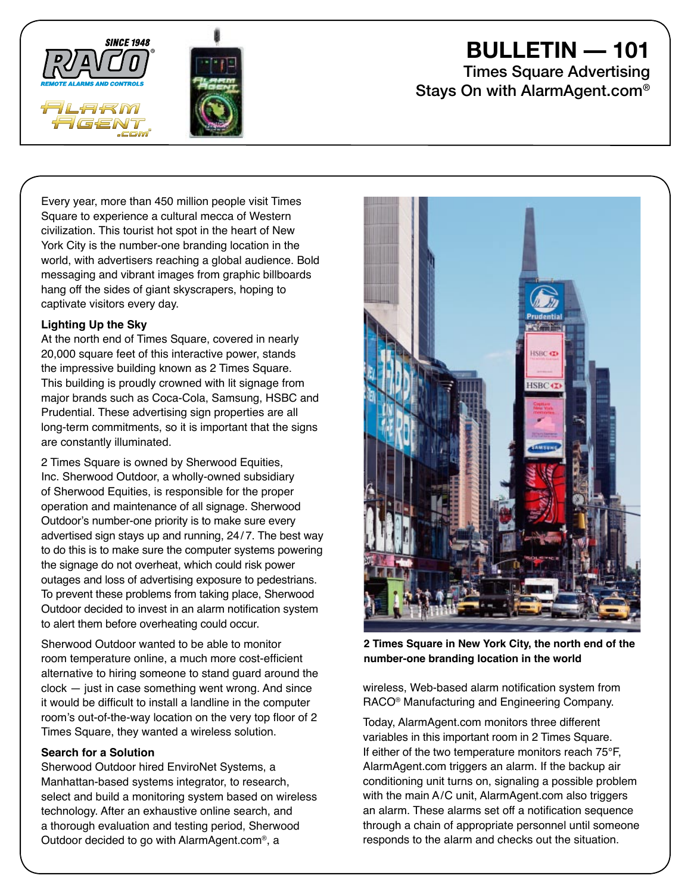# BULLETIN — 101

## Times Square Advertising Stays On with AlarmAgent.com®

Every year, more than 450 million people visit Times Square to experience a cultural mecca of Western civilization. This tourist hot spot in the heart of New York City is the number-one branding location in the world, with advertisers reaching a global audience. Bold messaging and vibrant images from graphic billboards hang off the sides of giant skyscrapers, hoping to captivate visitors every day.

### Lighting Up the Sky

At the north end of Times Square, covered in nearly 20,000 square feet of this interactive power, stands the impressive building known as 2 Times Square. This building is proudly crowned with lit signage from major brands such as Coca-Cola, Samsung, HSBC and Prudential. These advertising sign properties are all long-term commitments, so it is important that the signs are constantly illuminated.

2 Times Square is owned by Sherwood Equities, Inc. Sherwood Outdoor, a wholly-owned subsidiary of Sherwood Equities, is responsible for the proper operation and maintenance of all signage. Sherwood Outdoor's number-one priority is to make sure every advertised sign stays up and running, 24/7. The best way to do this is to make sure the computer systems powering the signage do not overheat, which could risk power outages and loss of advertising exposure to pedestrians. To prevent these problems from taking place, Sherwood Outdoor decided to invest in an alarm notification system to alert them before overheating could occur.

Sherwood Outdoor wanted to be able to monitor room temperature online, a much more cost-efficient alternative to hiring someone to stand guard around the clock — just in case something went wrong. And since it would be difficult to install a landline in the computer room's out-of-the-way location on the very top floor of 2 Times Square, they wanted a wireless solution.

### Search for a Solution

Sherwood Outdoor hired EnviroNet Systems, a Manhattan-based systems integrator, to research, select and build a monitoring system based on wireless technology. After an exhaustive online search, and a thorough evaluation and testing period, Sherwood Outdoor decided to go with AlarmAgent.com®, a wireless, Web-based alarm notification system from RACO® Manufacturing and Engineering Company.

**2 Times Square in New York City, the north end of the number-one branding location in the world**

Today, AlarmAgent.com monitors three different variables in this important room in 2 Times Square. If either of the two temperature monitors reach 75°F, AlarmAgent.com triggers an alarm. If the backup air conditioning unit turns on, signaling a possible problem with the main A/C unit, AlarmAgent.com also triggers an alarm. These alarms set off a notification sequence through a chain of appropriate personnel until someone responds to the alarm and checks out the situation.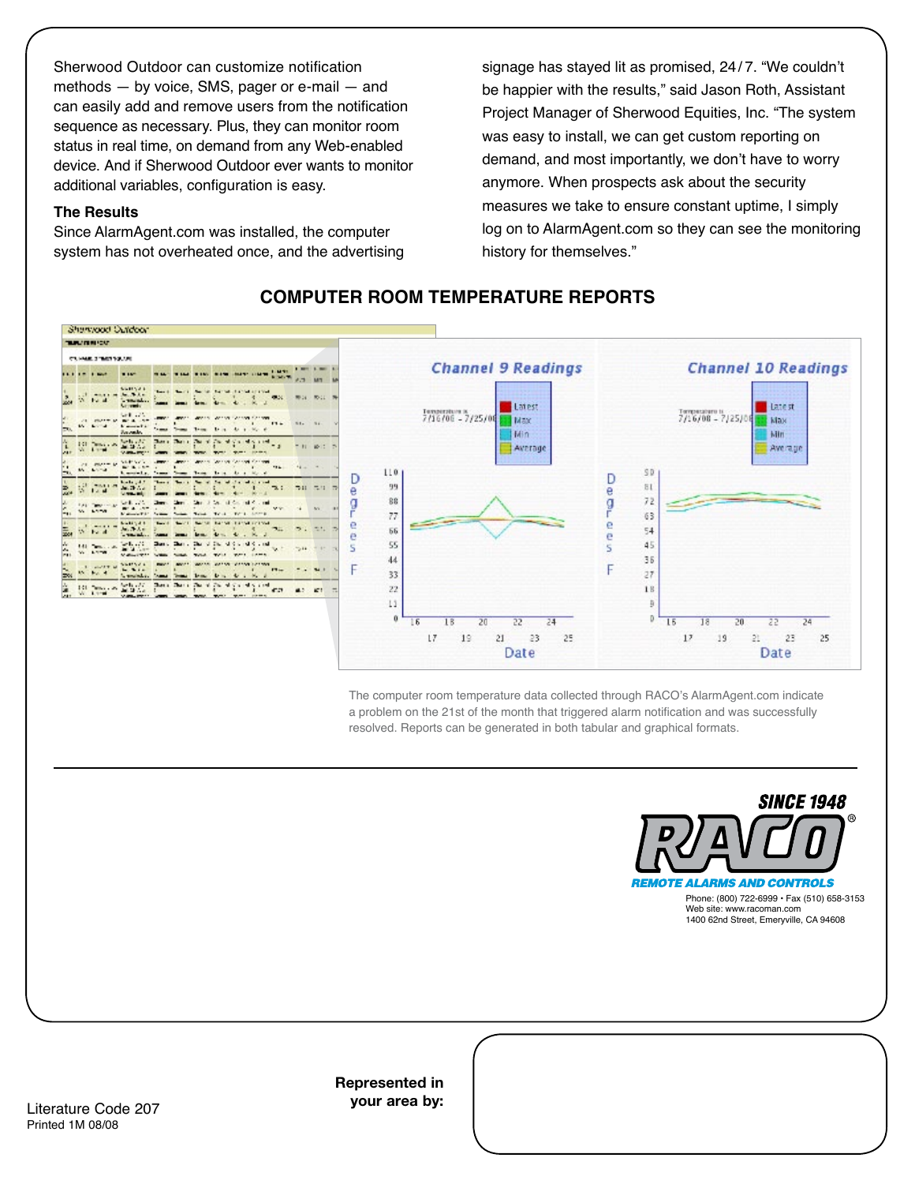Sherwood Outdoor can customize notification methods — by voice, SMS, pager or e-mail — and can easily add and remove users from the notification sequence as necessary. Plus, they can monitor room status in real time, on demand from any Web-enabled device. And if Sherwood Outdoor ever wants to monitor additional variables, configuration is easy.

### The Results

Since AlarmAgent.com was installed, the computer system has not overheated once, and the advertising signage has stayed lit as promised, 24/7. "We couldn't be happier with the results," said Jason Roth, Assistant Project Manager of Sherwood Equities, Inc. "The system was easy to install, we can get custom reporting on demand, and most importantly, we don't have to worry anymore. When prospects ask about the security measures we take to ensure constant uptime, I simply log on to AlarmAgent.com so they can see the monitoring history for themselves."

## COMPUTER ROOM TEMPERATURE REPORTS

Sherwood Outdoor

Channel 9 Readings

Temperature is 7/16/00 - 7/25/00

Latest
Max
Min
Average

Degrees F

110
99
88
77
66
55
44
33
22
11
0

16 18 20 22 24
17 19 21 23 25

Date

Channel 10 Readings

Temperature is 7/16/00 - 7/25/00

Latest
Max
Min
Average

Degrees F

90
81
72
63
54
45
36
27
18
9
0

16 18 20 22 24
17 19 21 23 25

Date

The computer room temperature data collected through RACO's AlarmAgent.com indicate a problem on the 21st of the month that triggered alarm notification and was successfully resolved. Reports can be generated in both tabular and graphical formats.

---

SINCE 1948

RACO®

REMOTE ALARMS AND CONTROLS

Phone: (800) 722-6999 • Fax (510) 658-3153
Web site: www.racoman.com
1400 62nd Street, Emeryville, CA 94608

Literature Code 207
Printed 1M 08/08

**Represented in your area by:**